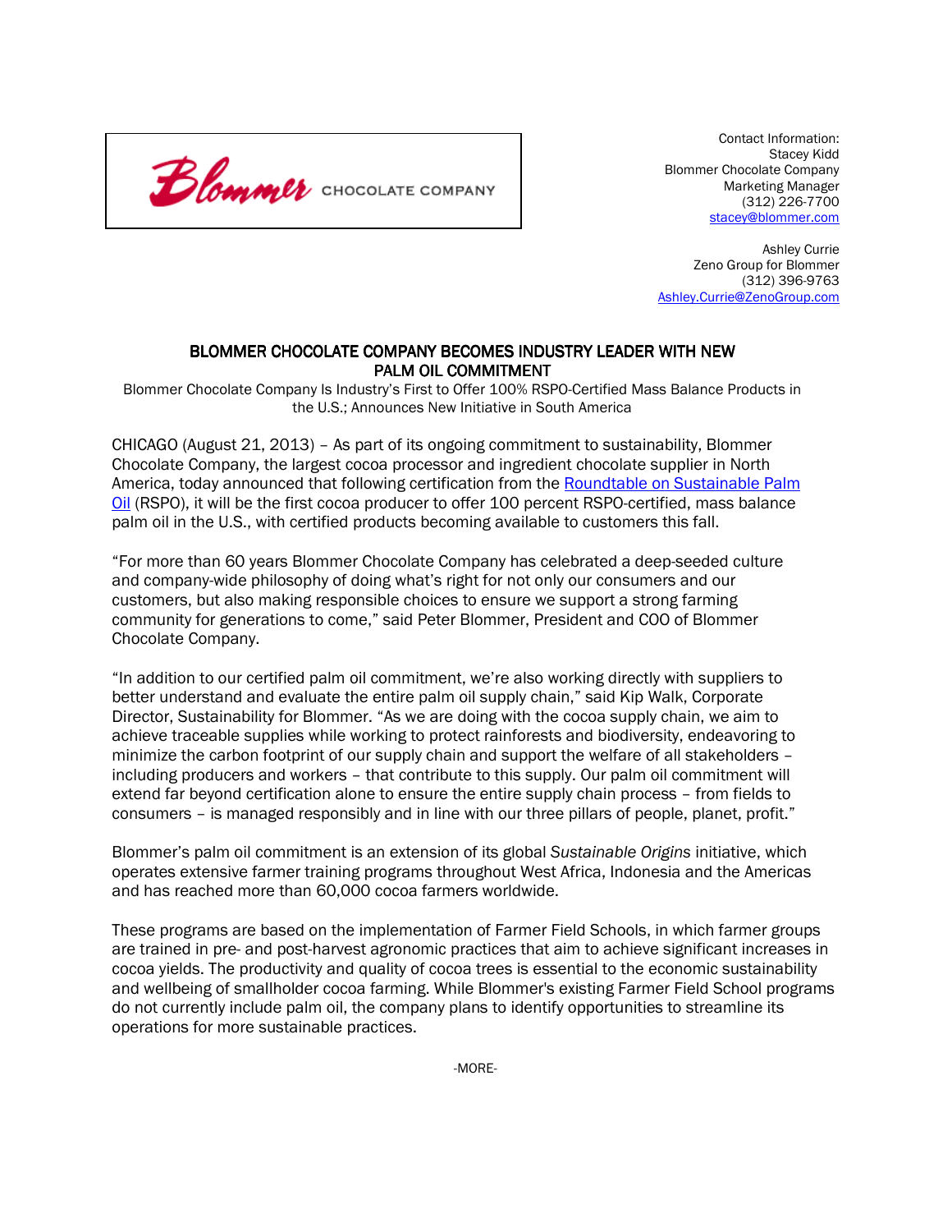Blommer CHOCOLATE COMPANY

Contact Information:
Stacey Kidd
Blommer Chocolate Company
Marketing Manager
(312) 226-7700
stacey@blommer.com

Ashley Currie
Zeno Group for Blommer
(312) 396-9763
Ashley.Currie@ZenoGroup.com

# BLOMMER CHOCOLATE COMPANY BECOMES INDUSTRY LEADER WITH NEW PALM OIL COMMITMENT

Blommer Chocolate Company Is Industry's First to Offer 100% RSPO-Certified Mass Balance Products in the U.S.; Announces New Initiative in South America

CHICAGO (August 21, 2013) – As part of its ongoing commitment to sustainability, Blommer Chocolate Company, the largest cocoa processor and ingredient chocolate supplier in North America, today announced that following certification from the Roundtable on Sustainable Palm Oil (RSPO), it will be the first cocoa producer to offer 100 percent RSPO-certified, mass balance palm oil in the U.S., with certified products becoming available to customers this fall.

"For more than 60 years Blommer Chocolate Company has celebrated a deep-seeded culture and company-wide philosophy of doing what's right for not only our consumers and our customers, but also making responsible choices to ensure we support a strong farming community for generations to come," said Peter Blommer, President and COO of Blommer Chocolate Company.

"In addition to our certified palm oil commitment, we're also working directly with suppliers to better understand and evaluate the entire palm oil supply chain," said Kip Walk, Corporate Director, Sustainability for Blommer. "As we are doing with the cocoa supply chain, we aim to achieve traceable supplies while working to protect rainforests and biodiversity, endeavoring to minimize the carbon footprint of our supply chain and support the welfare of all stakeholders – including producers and workers – that contribute to this supply. Our palm oil commitment will extend far beyond certification alone to ensure the entire supply chain process – from fields to consumers – is managed responsibly and in line with our three pillars of people, planet, profit."

Blommer's palm oil commitment is an extension of its global *Sustainable Origins* initiative, which operates extensive farmer training programs throughout West Africa, Indonesia and the Americas and has reached more than 60,000 cocoa farmers worldwide.

These programs are based on the implementation of Farmer Field Schools, in which farmer groups are trained in pre- and post-harvest agronomic practices that aim to achieve significant increases in cocoa yields. The productivity and quality of cocoa trees is essential to the economic sustainability and wellbeing of smallholder cocoa farming. While Blommer's existing Farmer Field School programs do not currently include palm oil, the company plans to identify opportunities to streamline its operations for more sustainable practices.

-MORE-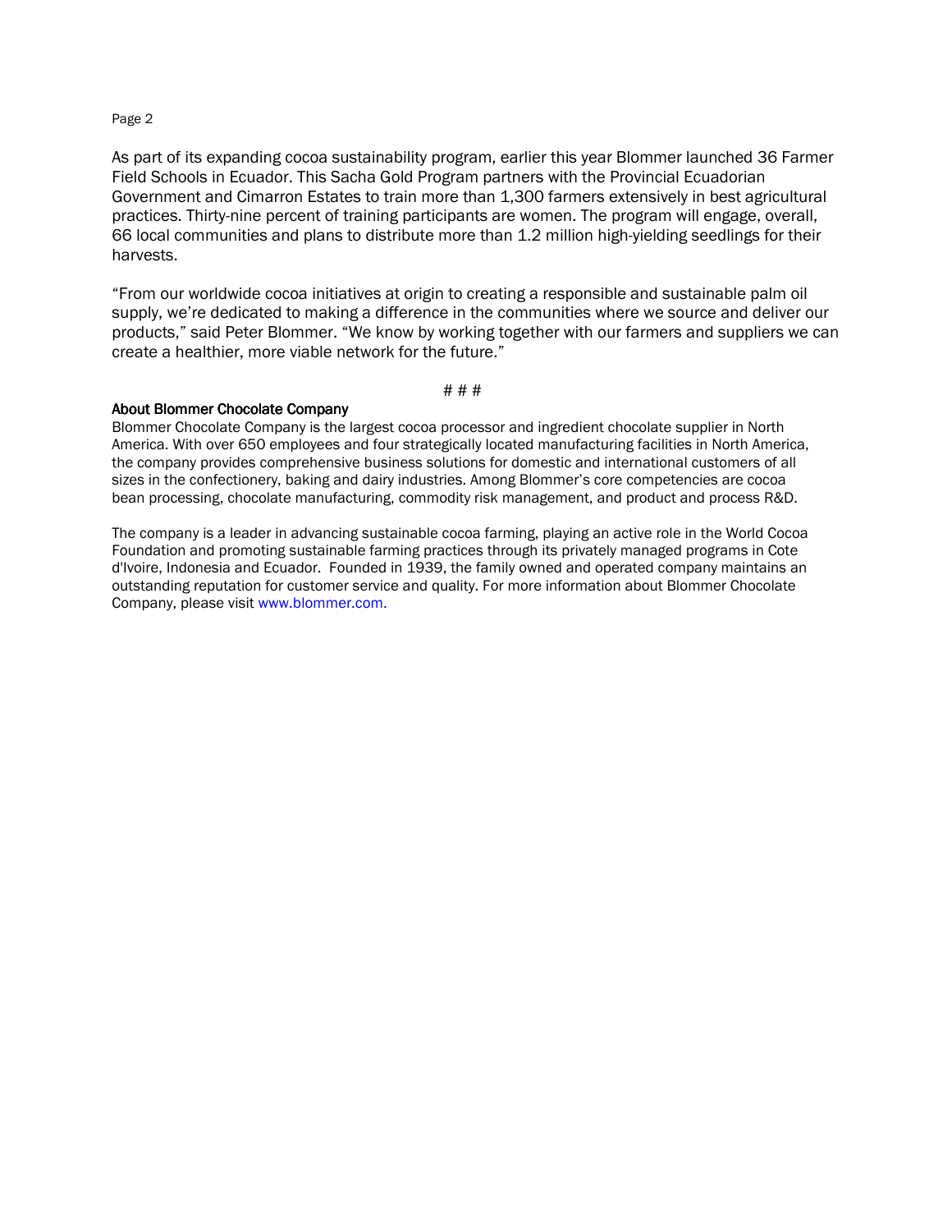As part of its expanding cocoa sustainability program, earlier this year Blommer launched 36 Farmer Field Schools in Ecuador. This Sacha Gold Program partners with the Provincial Ecuadorian Government and Cimarron Estates to train more than 1,300 farmers extensively in best agricultural practices. Thirty-nine percent of training participants are women. The program will engage, overall, 66 local communities and plans to distribute more than 1.2 million high-yielding seedlings for their harvests.

"From our worldwide cocoa initiatives at origin to creating a responsible and sustainable palm oil supply, we're dedicated to making a difference in the communities where we source and deliver our products," said Peter Blommer. "We know by working together with our farmers and suppliers we can create a healthier, more viable network for the future."

# # #

**About Blommer Chocolate Company**

Blommer Chocolate Company is the largest cocoa processor and ingredient chocolate supplier in North America. With over 650 employees and four strategically located manufacturing facilities in North America, the company provides comprehensive business solutions for domestic and international customers of all sizes in the confectionery, baking and dairy industries. Among Blommer's core competencies are cocoa bean processing, chocolate manufacturing, commodity risk management, and product and process R&D.

The company is a leader in advancing sustainable cocoa farming, playing an active role in the World Cocoa Foundation and promoting sustainable farming practices through its privately managed programs in Cote d'Ivoire, Indonesia and Ecuador. Founded in 1939, the family owned and operated company maintains an outstanding reputation for customer service and quality. For more information about Blommer Chocolate Company, please visit www.blommer.com.